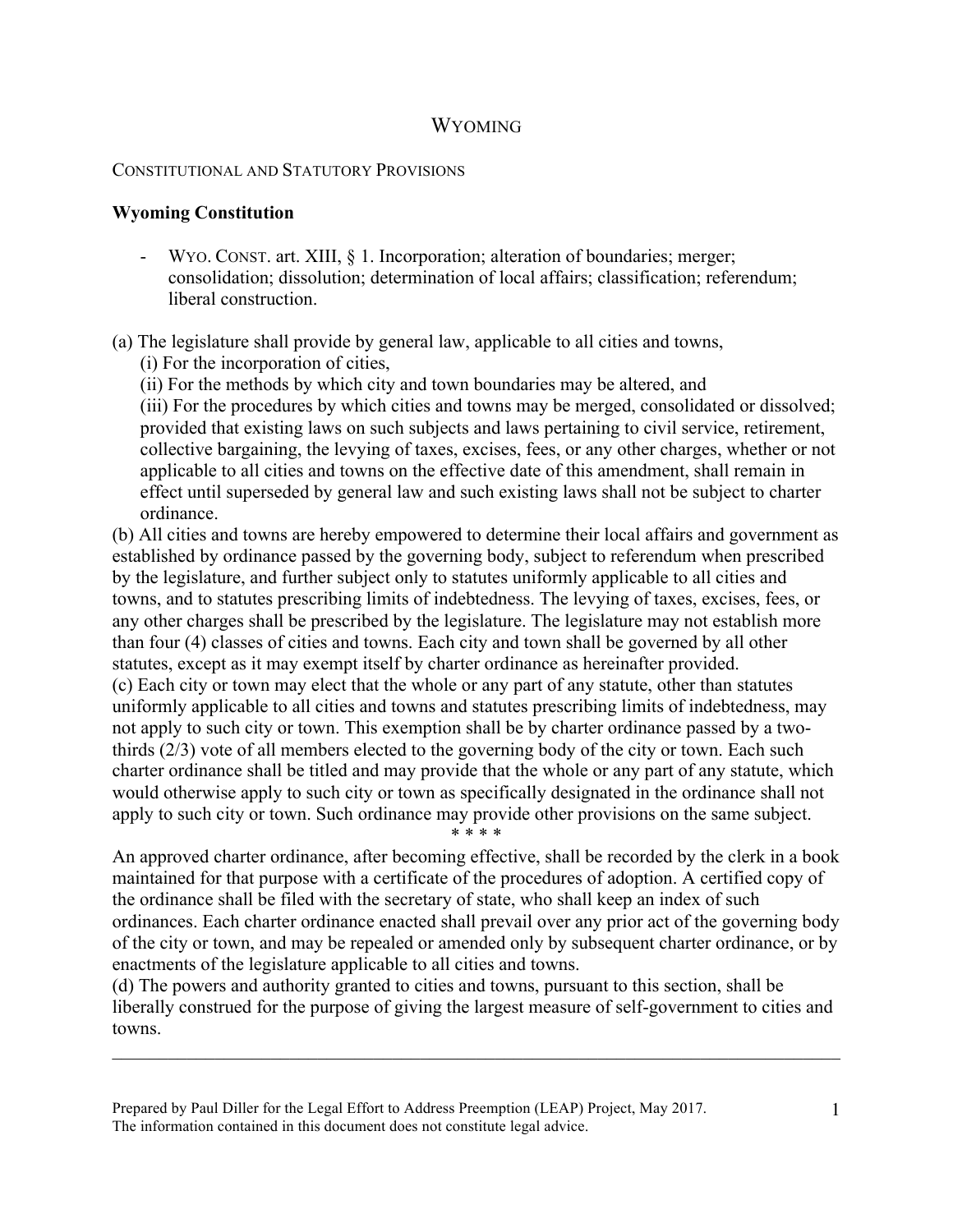# WYOMING

CONSTITUTIONAL AND STATUTORY PROVISIONS

## Wyoming Constitution

- WYO. CONST. art. XIII, § 1. Incorporation; alteration of boundaries; merger; consolidation; dissolution; determination of local affairs; classification; referendum; liberal construction.

(a) The legislature shall provide by general law, applicable to all cities and towns,

(i) For the incorporation of cities,

(ii) For the methods by which city and town boundaries may be altered, and

(iii) For the procedures by which cities and towns may be merged, consolidated or dissolved; provided that existing laws on such subjects and laws pertaining to civil service, retirement, collective bargaining, the levying of taxes, excises, fees, or any other charges, whether or not applicable to all cities and towns on the effective date of this amendment, shall remain in effect until superseded by general law and such existing laws shall not be subject to charter ordinance.

(b) All cities and towns are hereby empowered to determine their local affairs and government as established by ordinance passed by the governing body, subject to referendum when prescribed by the legislature, and further subject only to statutes uniformly applicable to all cities and towns, and to statutes prescribing limits of indebtedness. The levying of taxes, excises, fees, or any other charges shall be prescribed by the legislature. The legislature may not establish more than four (4) classes of cities and towns. Each city and town shall be governed by all other statutes, except as it may exempt itself by charter ordinance as hereinafter provided.

(c) Each city or town may elect that the whole or any part of any statute, other than statutes uniformly applicable to all cities and towns and statutes prescribing limits of indebtedness, may not apply to such city or town. This exemption shall be by charter ordinance passed by a two-thirds (2/3) vote of all members elected to the governing body of the city or town. Each such charter ordinance shall be titled and may provide that the whole or any part of any statute, which would otherwise apply to such city or town as specifically designated in the ordinance shall not apply to such city or town. Such ordinance may provide other provisions on the same subject.

\* \* \* \*

An approved charter ordinance, after becoming effective, shall be recorded by the clerk in a book maintained for that purpose with a certificate of the procedures of adoption. A certified copy of the ordinance shall be filed with the secretary of state, who shall keep an index of such ordinances. Each charter ordinance enacted shall prevail over any prior act of the governing body of the city or town, and may be repealed or amended only by subsequent charter ordinance, or by enactments of the legislature applicable to all cities and towns.

(d) The powers and authority granted to cities and towns, pursuant to this section, shall be liberally construed for the purpose of giving the largest measure of self-government to cities and towns.

---

Prepared by Paul Diller for the Legal Effort to Address Preemption (LEAP) Project, May 2017.
The information contained in this document does not constitute legal advice.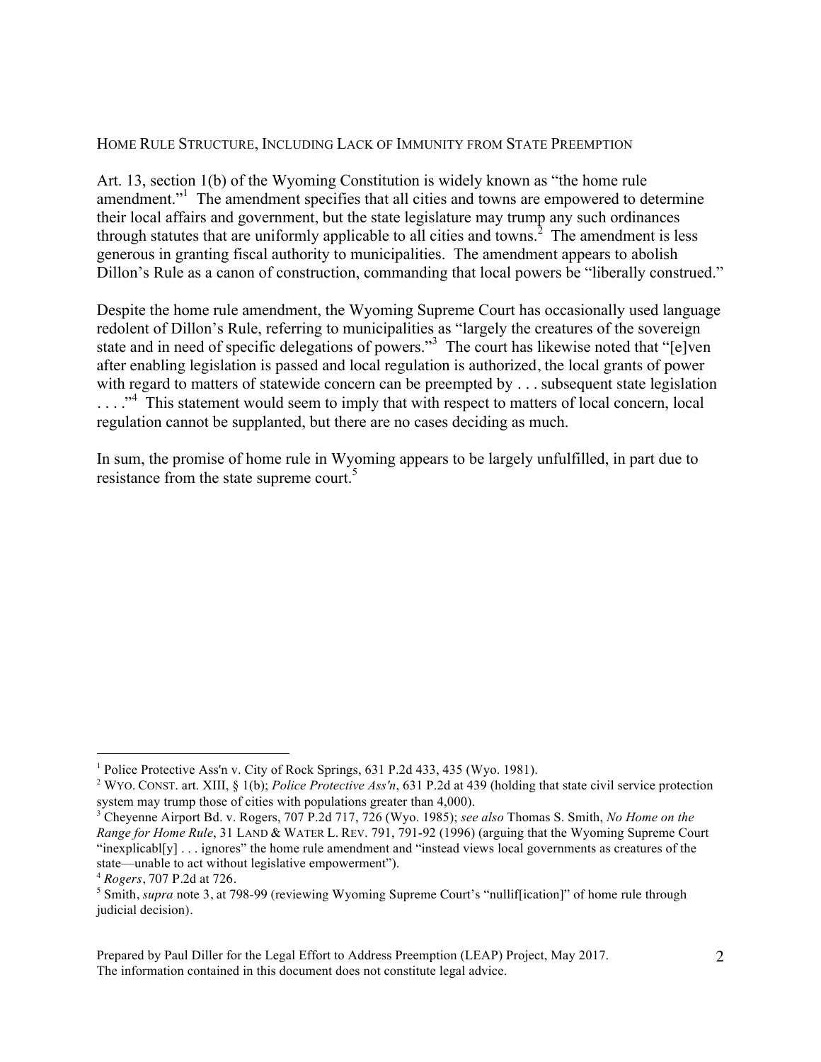## HOME RULE STRUCTURE, INCLUDING LACK OF IMMUNITY FROM STATE PREEMPTION

Art. 13, section 1(b) of the Wyoming Constitution is widely known as "the home rule amendment."[1] The amendment specifies that all cities and towns are empowered to determine their local affairs and government, but the state legislature may trump any such ordinances through statutes that are uniformly applicable to all cities and towns.[2] The amendment is less generous in granting fiscal authority to municipalities. The amendment appears to abolish Dillon's Rule as a canon of construction, commanding that local powers be "liberally construed."

Despite the home rule amendment, the Wyoming Supreme Court has occasionally used language redolent of Dillon's Rule, referring to municipalities as "largely the creatures of the sovereign state and in need of specific delegations of powers."[3] The court has likewise noted that "[e]ven after enabling legislation is passed and local regulation is authorized, the local grants of power with regard to matters of statewide concern can be preempted by . . . subsequent state legislation . . . ."[4] This statement would seem to imply that with respect to matters of local concern, local regulation cannot be supplanted, but there are no cases deciding as much.

In sum, the promise of home rule in Wyoming appears to be largely unfulfilled, in part due to resistance from the state supreme court.[5]

---

[1] Police Protective Ass'n v. City of Rock Springs, 631 P.2d 433, 435 (Wyo. 1981).

[2] WYO. CONST. art. XIII, § 1(b); *Police Protective Ass'n*, 631 P.2d at 439 (holding that state civil service protection system may trump those of cities with populations greater than 4,000).

[3] Cheyenne Airport Bd. v. Rogers, 707 P.2d 717, 726 (Wyo. 1985); *see also* Thomas S. Smith, *No Home on the Range for Home Rule*, 31 LAND & WATER L. REV. 791, 791-92 (1996) (arguing that the Wyoming Supreme Court "inexplicabl[y] . . . ignores" the home rule amendment and "instead views local governments as creatures of the state—unable to act without legislative empowerment").

[4] *Rogers*, 707 P.2d at 726.

[5] Smith, *supra* note 3, at 798-99 (reviewing Wyoming Supreme Court's "nullif[ication]" of home rule through judicial decision).

Prepared by Paul Diller for the Legal Effort to Address Preemption (LEAP) Project, May 2017. The information contained in this document does not constitute legal advice.